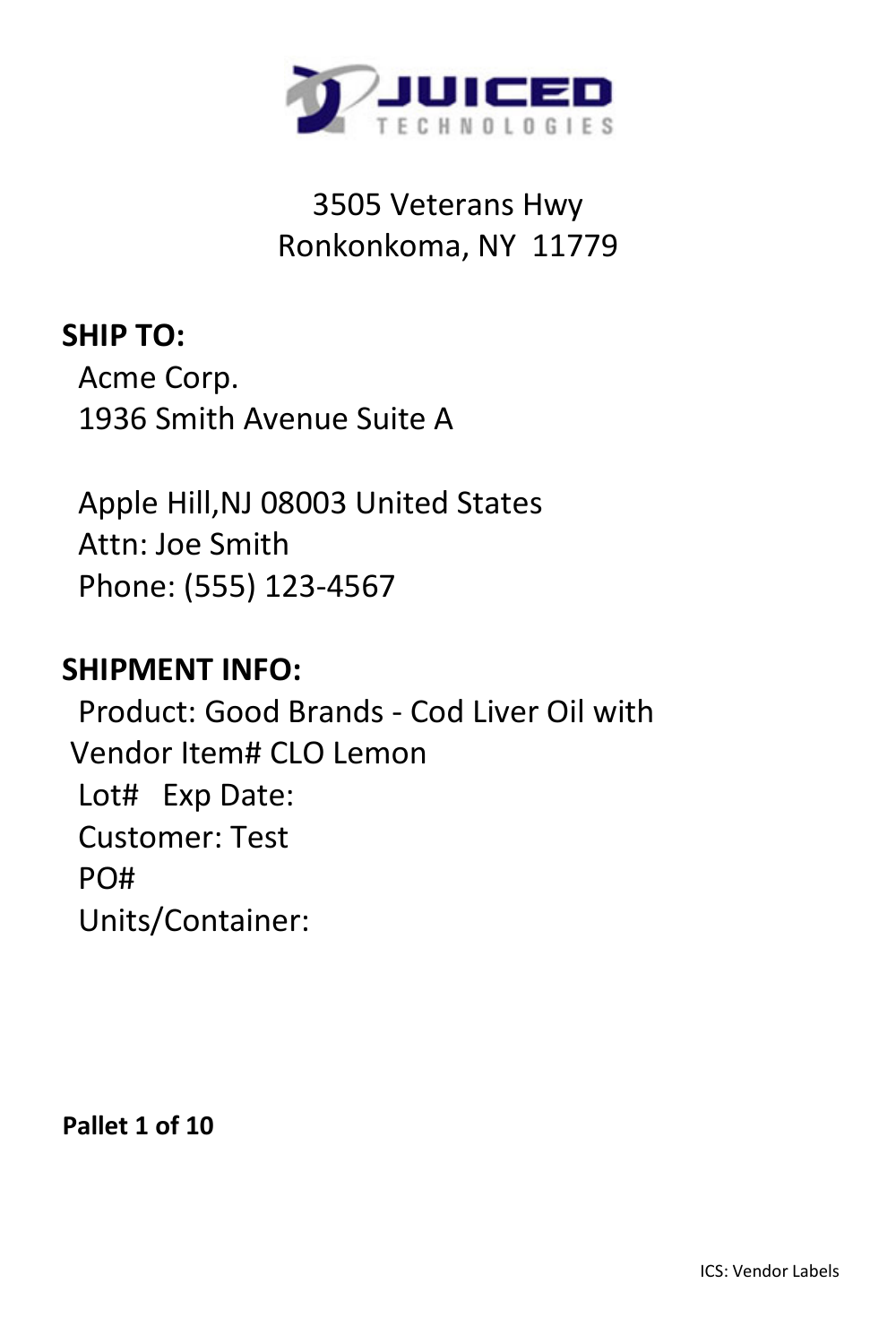JUICED TECHNOLOGIES

3505 Veterans Hwy
Ronkonkoma, NY 11779

**SHIP TO:**

Acme Corp.
1936 Smith Avenue Suite A

Apple Hill,NJ 08003 United States
Attn: Joe Smith
Phone: (555) 123-4567

**SHIPMENT INFO:**

Product: Good Brands - Cod Liver Oil with
Vendor Item# CLO Lemon
Lot# Exp Date:
Customer: Test
PO#
Units/Container:

**Pallet 1 of 10**

ICS: Vendor Labels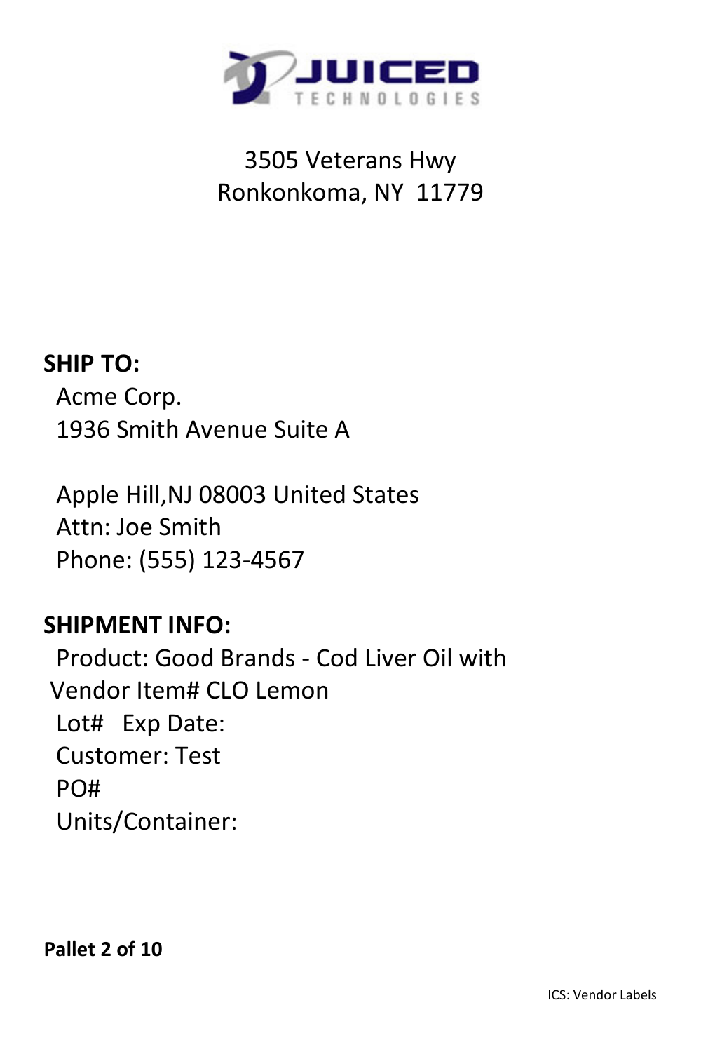JUICED TECHNOLOGIES

3505 Veterans Hwy
Ronkonkoma, NY 11779

**SHIP TO:**

Acme Corp.
1936 Smith Avenue Suite A

Apple Hill,NJ 08003 United States
Attn: Joe Smith
Phone: (555) 123-4567

**SHIPMENT INFO:**

Product: Good Brands - Cod Liver Oil with
Vendor Item# CLO Lemon
Lot# Exp Date:
Customer: Test
PO#
Units/Container:

**Pallet 2 of 10**

ICS: Vendor Labels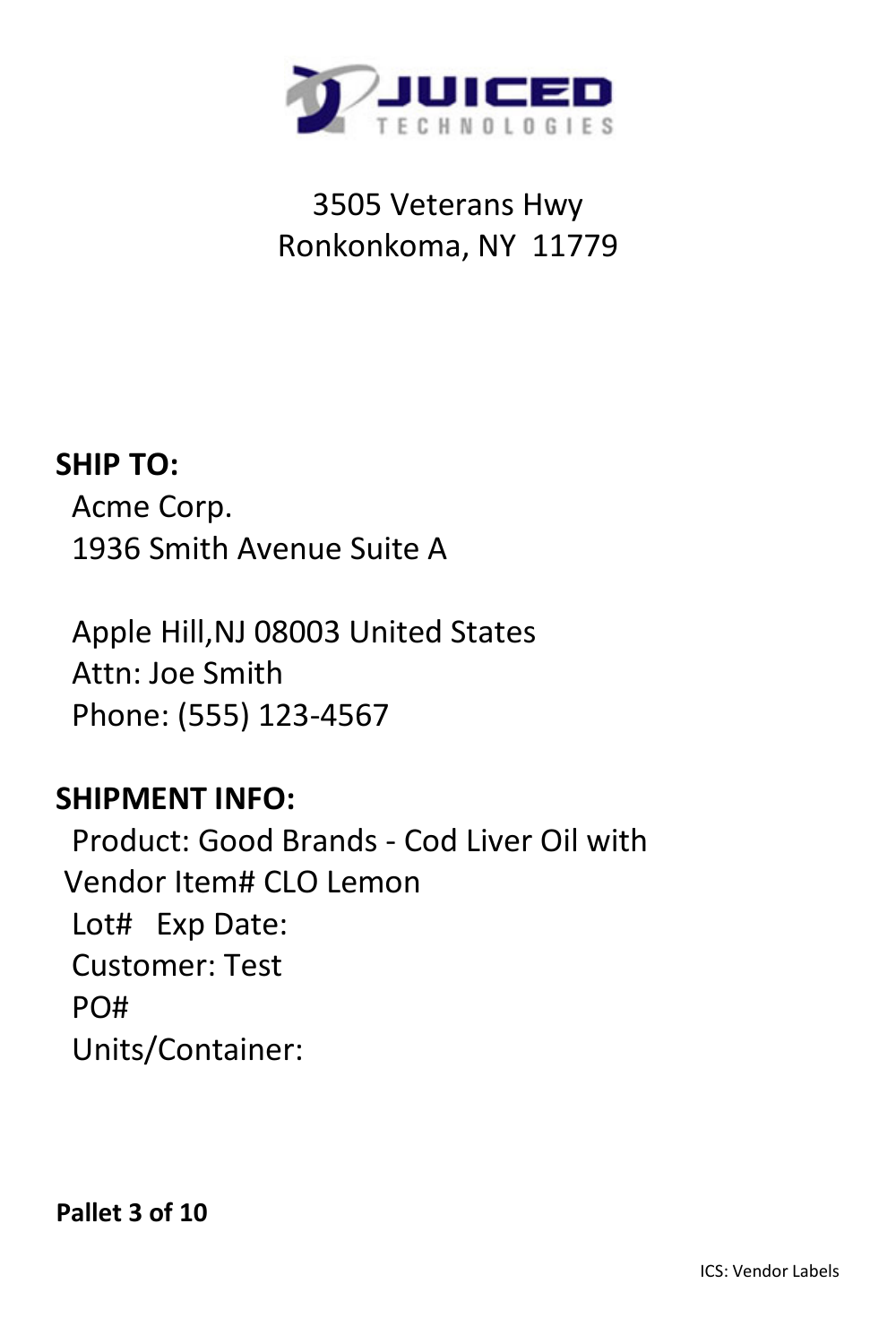**JUICED TECHNOLOGIES**

3505 Veterans Hwy
Ronkonkoma, NY 11779

**SHIP TO:**

Acme Corp.
1936 Smith Avenue Suite A

Apple Hill,NJ 08003 United States
Attn: Joe Smith
Phone: (555) 123-4567

**SHIPMENT INFO:**

Product: Good Brands - Cod Liver Oil with
Vendor Item# CLO Lemon
Lot# Exp Date:
Customer: Test
PO#
Units/Container:

**Pallet 3 of 10**

ICS: Vendor Labels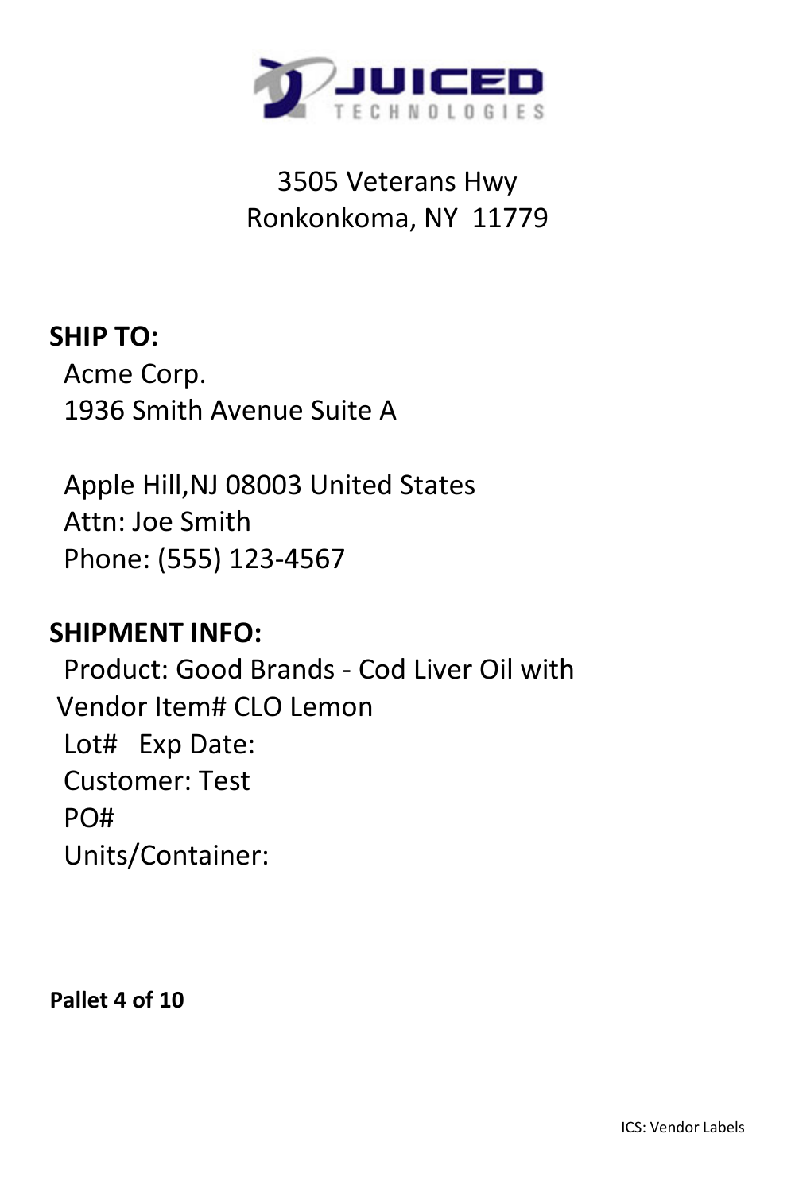JUICED TECHNOLOGIES

3505 Veterans Hwy
Ronkonkoma, NY 11779

**SHIP TO:**

Acme Corp.
1936 Smith Avenue Suite A

Apple Hill,NJ 08003 United States
Attn: Joe Smith
Phone: (555) 123-4567

**SHIPMENT INFO:**

Product: Good Brands - Cod Liver Oil with
Vendor Item# CLO Lemon
Lot# Exp Date:
Customer: Test
PO#
Units/Container:

**Pallet 4 of 10**

ICS: Vendor Labels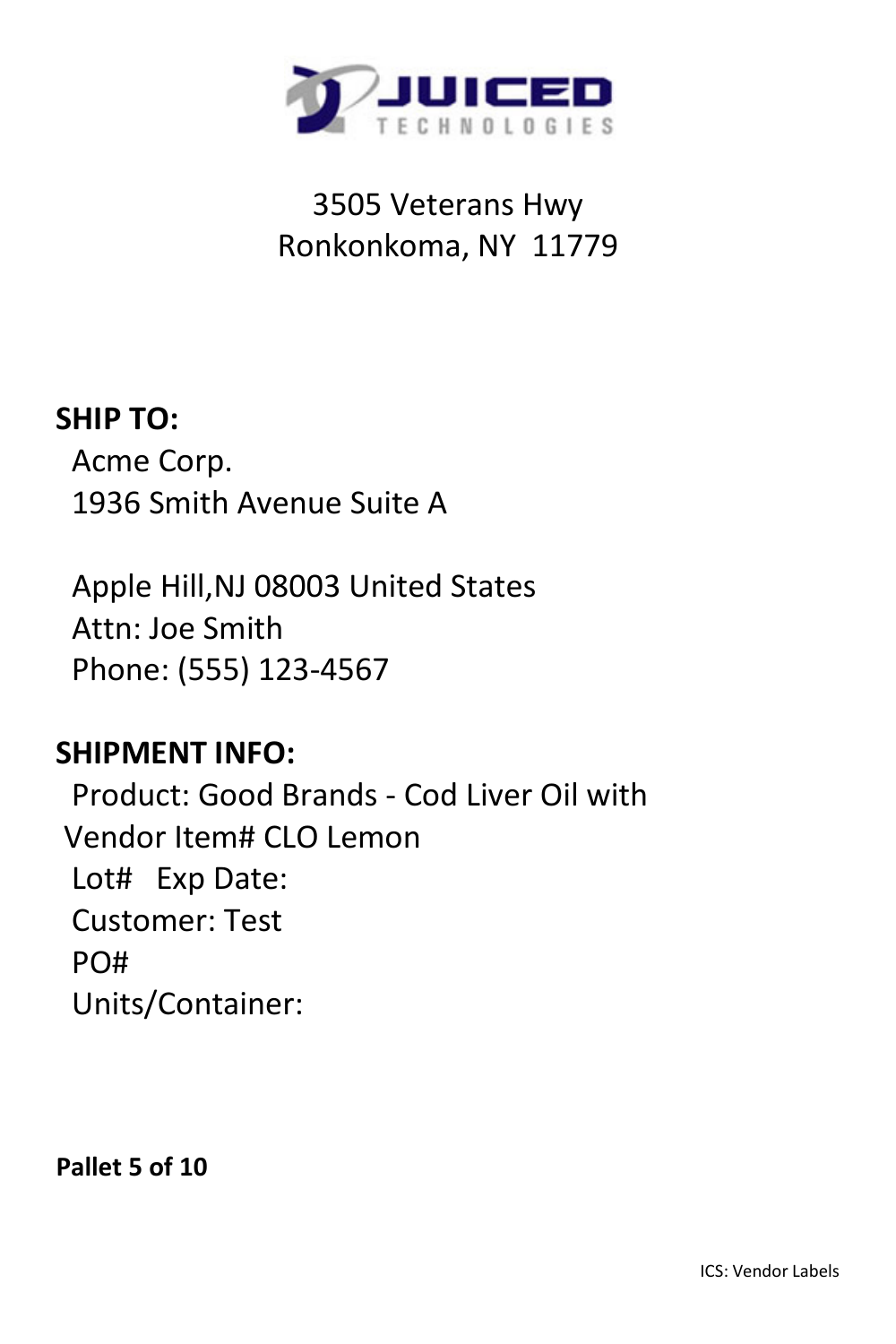JUICED TECHNOLOGIES

3505 Veterans Hwy
Ronkonkoma, NY 11779

**SHIP TO:**

Acme Corp.
1936 Smith Avenue Suite A

Apple Hill,NJ 08003 United States
Attn: Joe Smith
Phone: (555) 123-4567

**SHIPMENT INFO:**

Product: Good Brands - Cod Liver Oil with
Vendor Item# CLO Lemon
Lot# Exp Date:
Customer: Test
PO#
Units/Container:

**Pallet 5 of 10**

ICS: Vendor Labels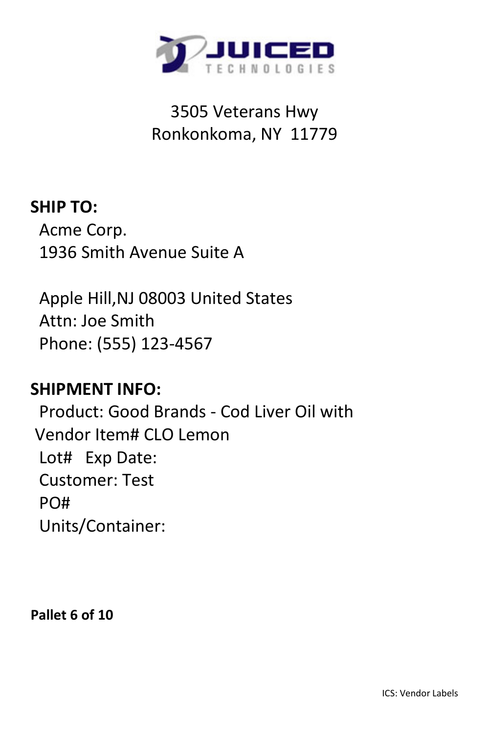**JUICED TECHNOLOGIES**

3505 Veterans Hwy
Ronkonkoma, NY 11779

**SHIP TO:**

Acme Corp.
1936 Smith Avenue Suite A

Apple Hill,NJ 08003 United States
Attn: Joe Smith
Phone: (555) 123-4567

**SHIPMENT INFO:**

Product: Good Brands - Cod Liver Oil with
Vendor Item# CLO Lemon
Lot# Exp Date:
Customer: Test
PO#
Units/Container:

**Pallet 6 of 10**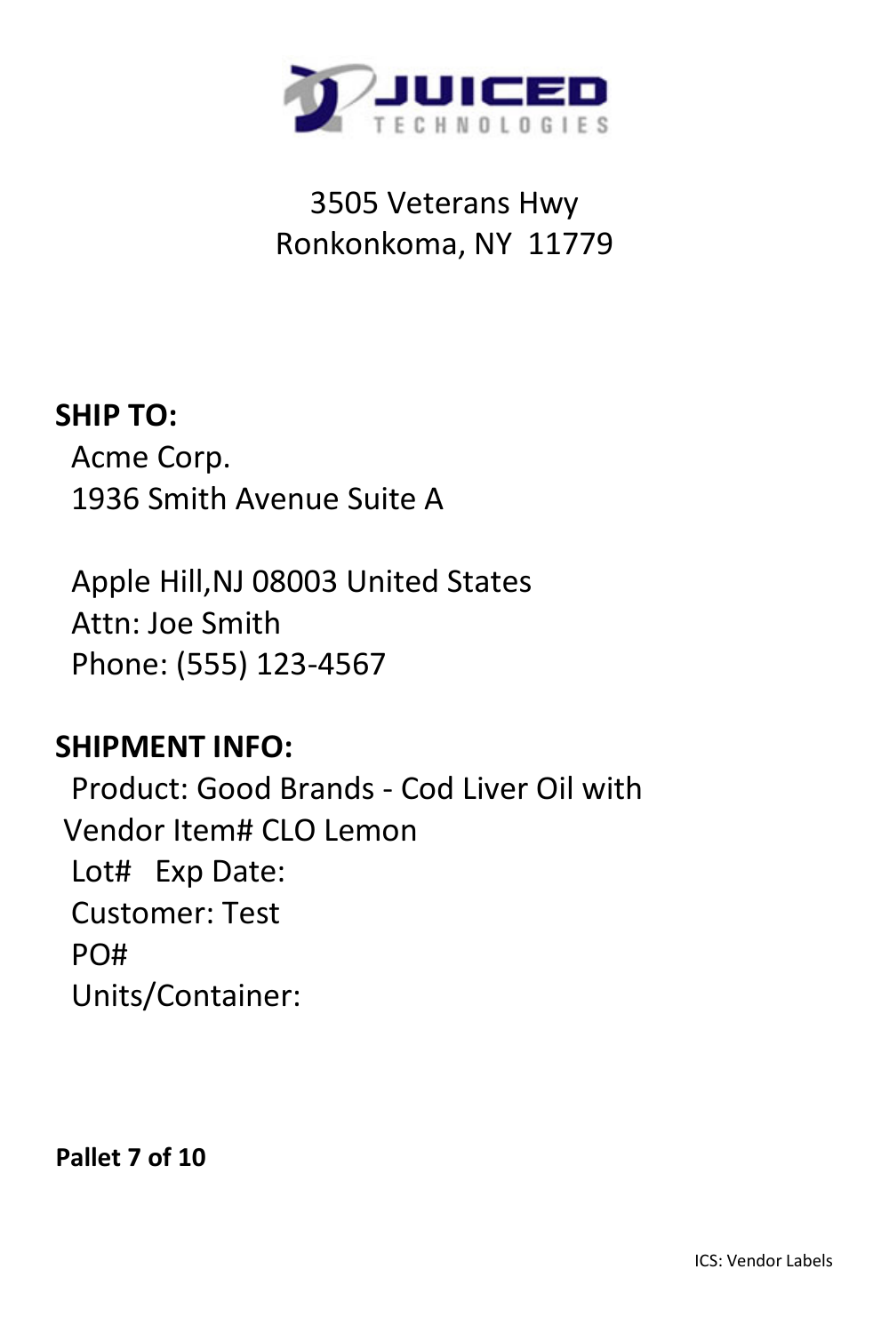**JUICED**
TECHNOLOGIES

3505 Veterans Hwy
Ronkonkoma, NY 11779

**SHIP TO:**

Acme Corp.
1936 Smith Avenue Suite A

Apple Hill,NJ 08003 United States
Attn: Joe Smith
Phone: (555) 123-4567

**SHIPMENT INFO:**

Product: Good Brands - Cod Liver Oil with
Vendor Item# CLO Lemon
Lot# Exp Date:
Customer: Test
PO#
Units/Container:

**Pallet 7 of 10**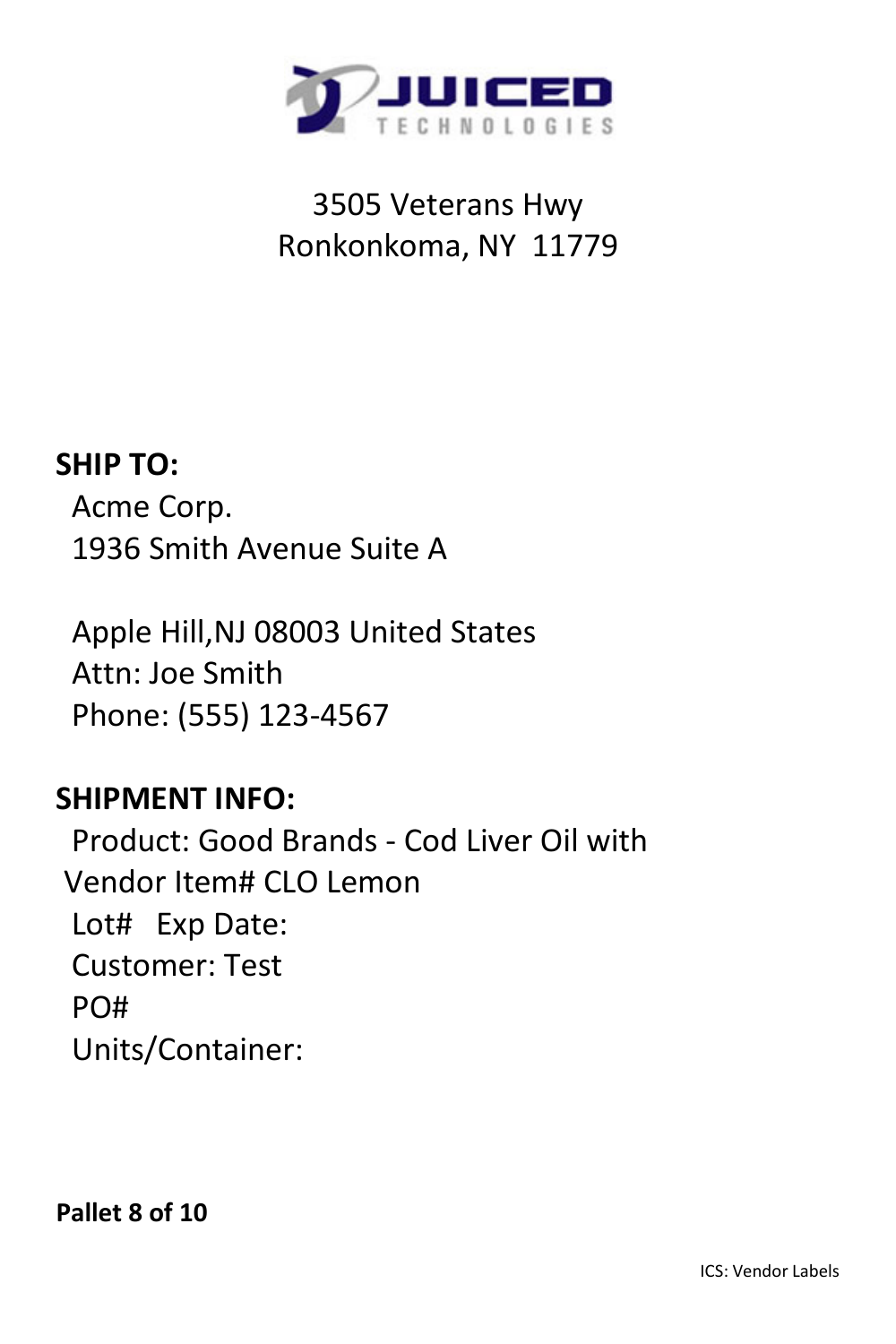**JUICED TECHNOLOGIES**

3505 Veterans Hwy
Ronkonkoma, NY 11779

**SHIP TO:**

Acme Corp.
1936 Smith Avenue Suite A

Apple Hill,NJ 08003 United States
Attn: Joe Smith
Phone: (555) 123-4567

**SHIPMENT INFO:**

Product: Good Brands - Cod Liver Oil with
Vendor Item# CLO Lemon
Lot# Exp Date:
Customer: Test
PO#
Units/Container:

**Pallet 8 of 10**

ICS: Vendor Labels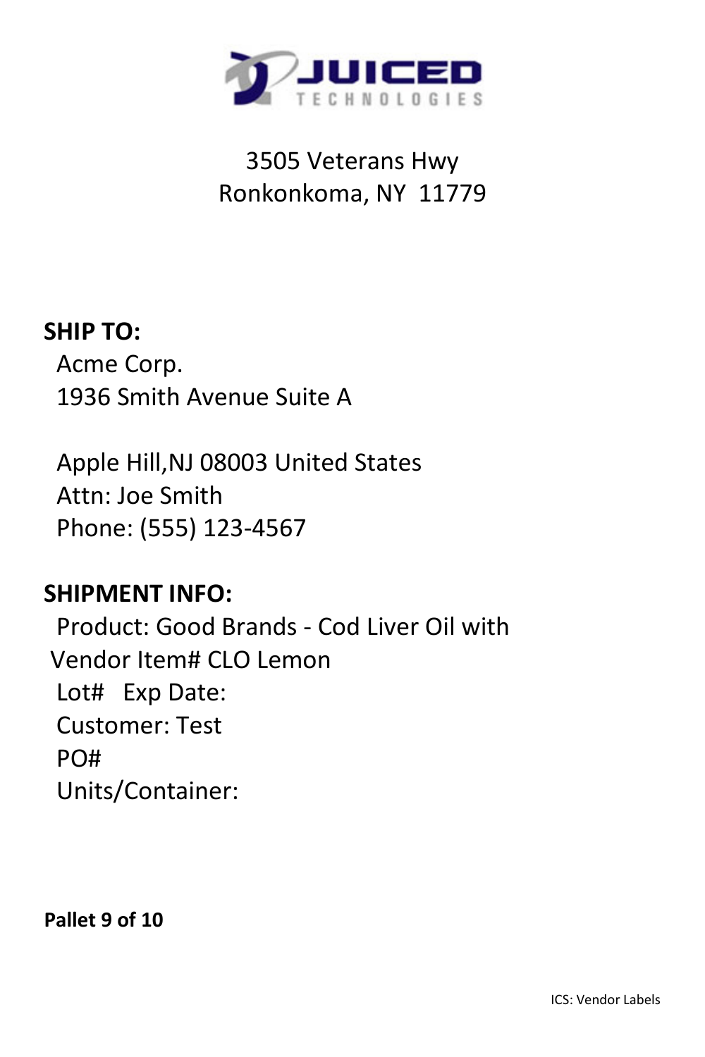**JUICED TECHNOLOGIES**

3505 Veterans Hwy
Ronkonkoma, NY 11779

**SHIP TO:**

Acme Corp.
1936 Smith Avenue Suite A

Apple Hill,NJ 08003 United States
Attn: Joe Smith
Phone: (555) 123-4567

**SHIPMENT INFO:**

Product: Good Brands - Cod Liver Oil with
Vendor Item# CLO Lemon
Lot# Exp Date:
Customer: Test
PO#
Units/Container:

**Pallet 9 of 10**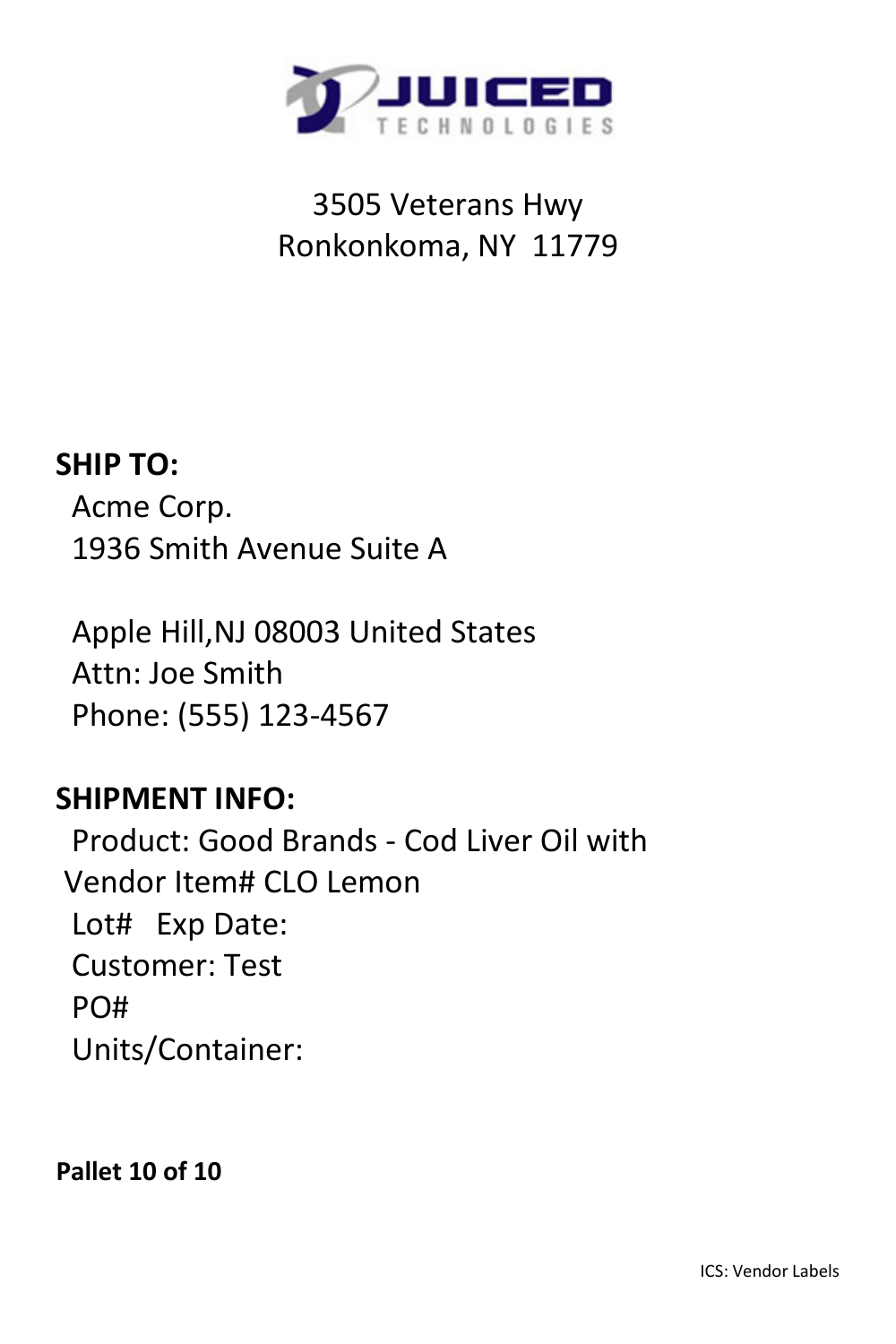JUICED TECHNOLOGIES

3505 Veterans Hwy
Ronkonkoma, NY 11779

**SHIP TO:**

Acme Corp.
1936 Smith Avenue Suite A

Apple Hill,NJ 08003 United States
Attn: Joe Smith
Phone: (555) 123-4567

**SHIPMENT INFO:**

Product: Good Brands - Cod Liver Oil with
Vendor Item# CLO Lemon
Lot# Exp Date:
Customer: Test
PO#
Units/Container:

**Pallet 10 of 10**

ICS: Vendor Labels